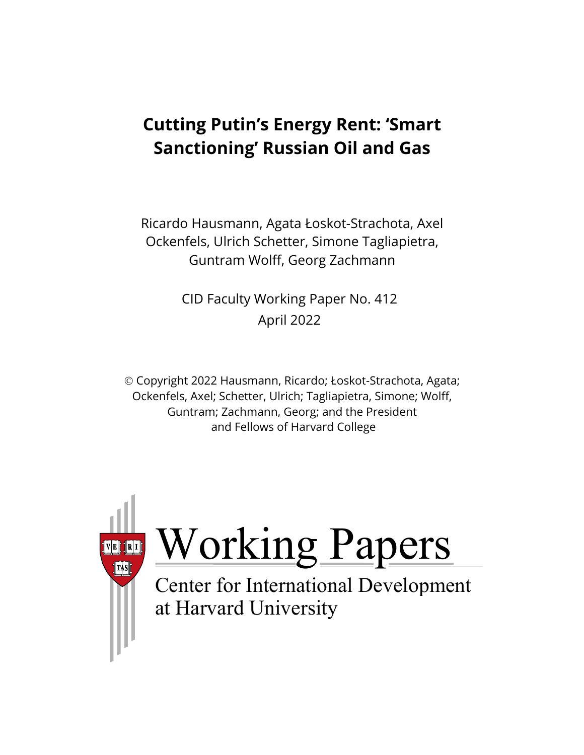# Cutting Putin's Energy Rent: 'Smart Sanctioning' Russian Oil and Gas

Ricardo Hausmann, Agata Łoskot-Strachota, Axel Ockenfels, Ulrich Schetter, Simone Tagliapietra, Guntram Wolff, Georg Zachmann

CID Faculty Working Paper No. 412
April 2022

© Copyright 2022 Hausmann, Ricardo; Łoskot-Strachota, Agata; Ockenfels, Axel; Schetter, Ulrich; Tagliapietra, Simone; Wolff, Guntram; Zachmann, Georg; and the President and Fellows of Harvard College

Working Papers
Center for International Development at Harvard University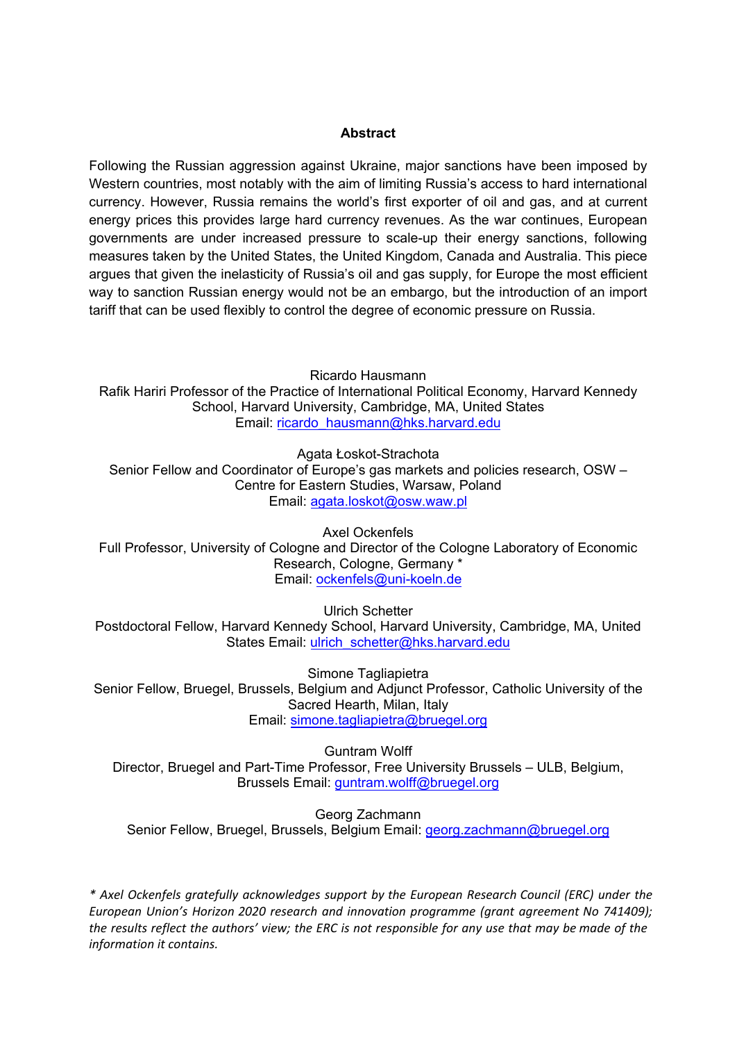**Abstract**

Following the Russian aggression against Ukraine, major sanctions have been imposed by Western countries, most notably with the aim of limiting Russia's access to hard international currency. However, Russia remains the world's first exporter of oil and gas, and at current energy prices this provides large hard currency revenues. As the war continues, European governments are under increased pressure to scale-up their energy sanctions, following measures taken by the United States, the United Kingdom, Canada and Australia. This piece argues that given the inelasticity of Russia's oil and gas supply, for Europe the most efficient way to sanction Russian energy would not be an embargo, but the introduction of an import tariff that can be used flexibly to control the degree of economic pressure on Russia.

Ricardo Hausmann
Rafik Hariri Professor of the Practice of International Political Economy, Harvard Kennedy School, Harvard University, Cambridge, MA, United States
Email: ricardo_hausmann@hks.harvard.edu

Agata Łoskot-Strachota
Senior Fellow and Coordinator of Europe's gas markets and policies research, OSW – Centre for Eastern Studies, Warsaw, Poland
Email: agata.loskot@osw.waw.pl

Axel Ockenfels
Full Professor, University of Cologne and Director of the Cologne Laboratory of Economic Research, Cologne, Germany *
Email: ockenfels@uni-koeln.de

Ulrich Schetter
Postdoctoral Fellow, Harvard Kennedy School, Harvard University, Cambridge, MA, United States Email: ulrich_schetter@hks.harvard.edu

Simone Tagliapietra
Senior Fellow, Bruegel, Brussels, Belgium and Adjunct Professor, Catholic University of the Sacred Hearth, Milan, Italy
Email: simone.tagliapietra@bruegel.org

Guntram Wolff
Director, Bruegel and Part-Time Professor, Free University Brussels – ULB, Belgium, Brussels Email: guntram.wolff@bruegel.org

Georg Zachmann
Senior Fellow, Bruegel, Brussels, Belgium Email: georg.zachmann@bruegel.org

*\* Axel Ockenfels gratefully acknowledges support by the European Research Council (ERC) under the European Union's Horizon 2020 research and innovation programme (grant agreement No 741409); the results reflect the authors' view; the ERC is not responsible for any use that may be made of the information it contains.*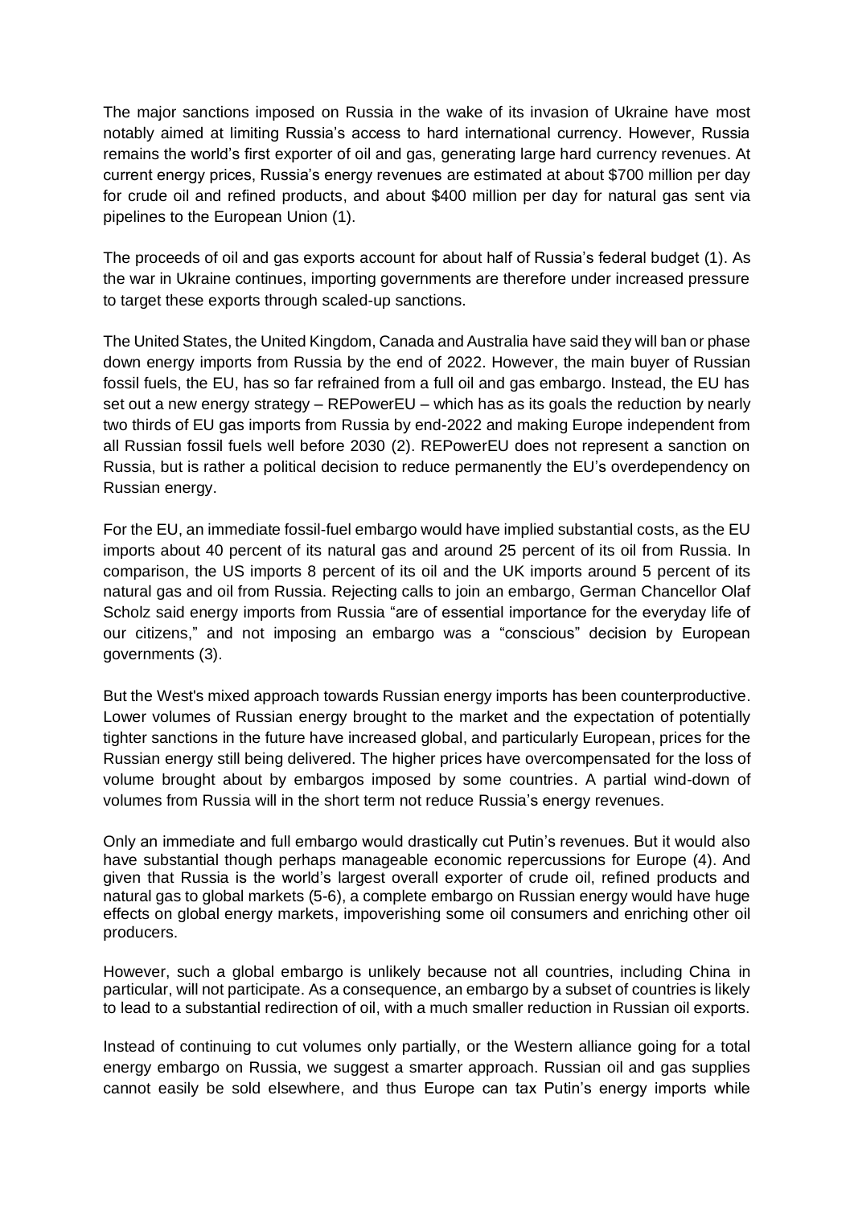The major sanctions imposed on Russia in the wake of its invasion of Ukraine have most notably aimed at limiting Russia's access to hard international currency. However, Russia remains the world's first exporter of oil and gas, generating large hard currency revenues. At current energy prices, Russia's energy revenues are estimated at about $700 million per day for crude oil and refined products, and about $400 million per day for natural gas sent via pipelines to the European Union (1).

The proceeds of oil and gas exports account for about half of Russia's federal budget (1). As the war in Ukraine continues, importing governments are therefore under increased pressure to target these exports through scaled-up sanctions.

The United States, the United Kingdom, Canada and Australia have said they will ban or phase down energy imports from Russia by the end of 2022. However, the main buyer of Russian fossil fuels, the EU, has so far refrained from a full oil and gas embargo. Instead, the EU has set out a new energy strategy – REPowerEU – which has as its goals the reduction by nearly two thirds of EU gas imports from Russia by end-2022 and making Europe independent from all Russian fossil fuels well before 2030 (2). REPowerEU does not represent a sanction on Russia, but is rather a political decision to reduce permanently the EU's overdependency on Russian energy.

For the EU, an immediate fossil-fuel embargo would have implied substantial costs, as the EU imports about 40 percent of its natural gas and around 25 percent of its oil from Russia. In comparison, the US imports 8 percent of its oil and the UK imports around 5 percent of its natural gas and oil from Russia. Rejecting calls to join an embargo, German Chancellor Olaf Scholz said energy imports from Russia "are of essential importance for the everyday life of our citizens," and not imposing an embargo was a "conscious" decision by European governments (3).

But the West's mixed approach towards Russian energy imports has been counterproductive. Lower volumes of Russian energy brought to the market and the expectation of potentially tighter sanctions in the future have increased global, and particularly European, prices for the Russian energy still being delivered. The higher prices have overcompensated for the loss of volume brought about by embargos imposed by some countries. A partial wind-down of volumes from Russia will in the short term not reduce Russia's energy revenues.

Only an immediate and full embargo would drastically cut Putin's revenues. But it would also have substantial though perhaps manageable economic repercussions for Europe (4). And given that Russia is the world's largest overall exporter of crude oil, refined products and natural gas to global markets (5-6), a complete embargo on Russian energy would have huge effects on global energy markets, impoverishing some oil consumers and enriching other oil producers.

However, such a global embargo is unlikely because not all countries, including China in particular, will not participate. As a consequence, an embargo by a subset of countries is likely to lead to a substantial redirection of oil, with a much smaller reduction in Russian oil exports.

Instead of continuing to cut volumes only partially, or the Western alliance going for a total energy embargo on Russia, we suggest a smarter approach. Russian oil and gas supplies cannot easily be sold elsewhere, and thus Europe can tax Putin's energy imports while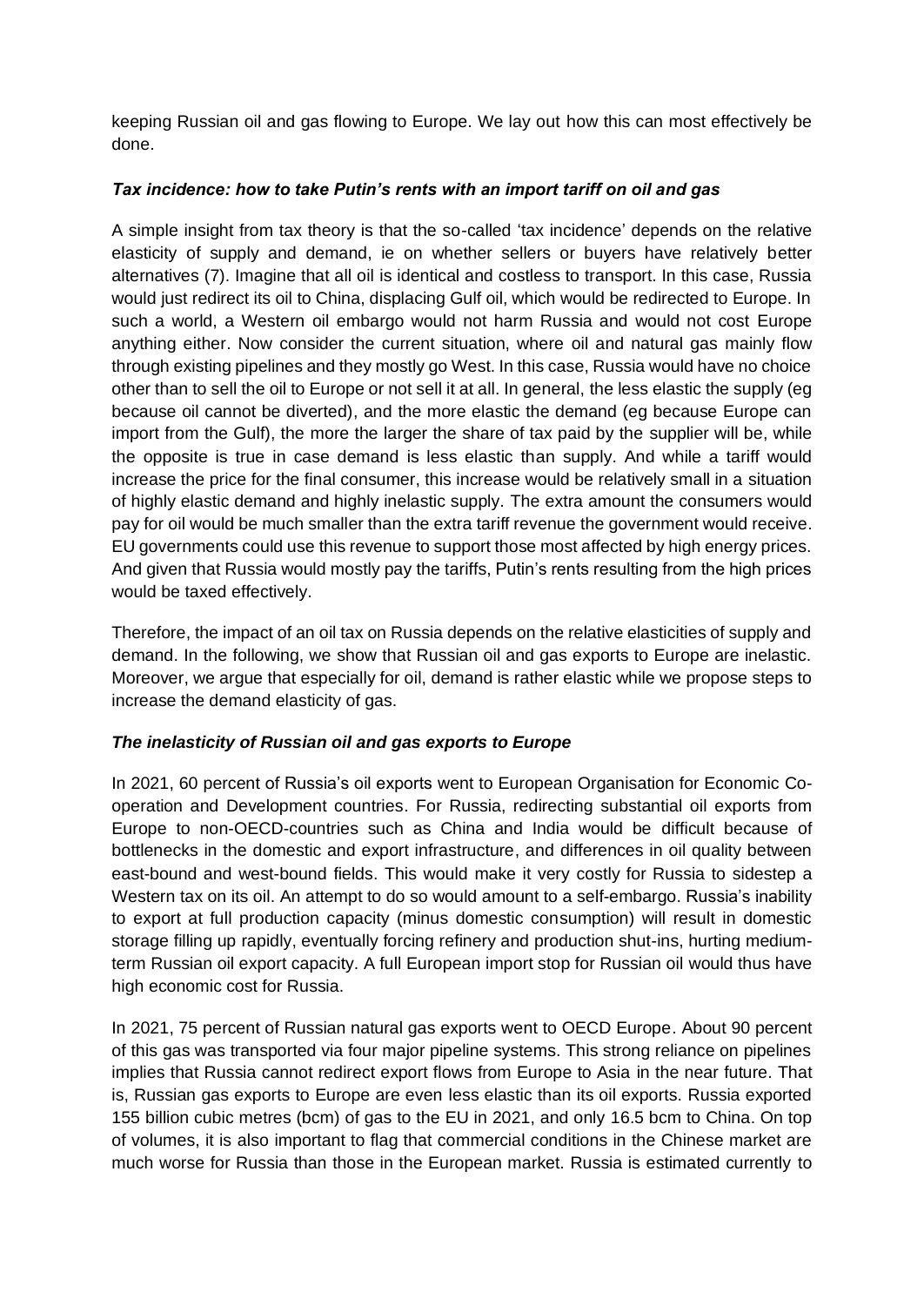keeping Russian oil and gas flowing to Europe. We lay out how this can most effectively be done.

### *Tax incidence: how to take Putin's rents with an import tariff on oil and gas*

A simple insight from tax theory is that the so-called 'tax incidence' depends on the relative elasticity of supply and demand, ie on whether sellers or buyers have relatively better alternatives (7). Imagine that all oil is identical and costless to transport. In this case, Russia would just redirect its oil to China, displacing Gulf oil, which would be redirected to Europe. In such a world, a Western oil embargo would not harm Russia and would not cost Europe anything either. Now consider the current situation, where oil and natural gas mainly flow through existing pipelines and they mostly go West. In this case, Russia would have no choice other than to sell the oil to Europe or not sell it at all. In general, the less elastic the supply (eg because oil cannot be diverted), and the more elastic the demand (eg because Europe can import from the Gulf), the more the larger the share of tax paid by the supplier will be, while the opposite is true in case demand is less elastic than supply. And while a tariff would increase the price for the final consumer, this increase would be relatively small in a situation of highly elastic demand and highly inelastic supply. The extra amount the consumers would pay for oil would be much smaller than the extra tariff revenue the government would receive. EU governments could use this revenue to support those most affected by high energy prices. And given that Russia would mostly pay the tariffs, Putin's rents resulting from the high prices would be taxed effectively.

Therefore, the impact of an oil tax on Russia depends on the relative elasticities of supply and demand. In the following, we show that Russian oil and gas exports to Europe are inelastic. Moreover, we argue that especially for oil, demand is rather elastic while we propose steps to increase the demand elasticity of gas.

### *The inelasticity of Russian oil and gas exports to Europe*

In 2021, 60 percent of Russia's oil exports went to European Organisation for Economic Co-operation and Development countries. For Russia, redirecting substantial oil exports from Europe to non-OECD-countries such as China and India would be difficult because of bottlenecks in the domestic and export infrastructure, and differences in oil quality between east-bound and west-bound fields. This would make it very costly for Russia to sidestep a Western tax on its oil. An attempt to do so would amount to a self-embargo. Russia's inability to export at full production capacity (minus domestic consumption) will result in domestic storage filling up rapidly, eventually forcing refinery and production shut-ins, hurting medium-term Russian oil export capacity. A full European import stop for Russian oil would thus have high economic cost for Russia.

In 2021, 75 percent of Russian natural gas exports went to OECD Europe. About 90 percent of this gas was transported via four major pipeline systems. This strong reliance on pipelines implies that Russia cannot redirect export flows from Europe to Asia in the near future. That is, Russian gas exports to Europe are even less elastic than its oil exports. Russia exported 155 billion cubic metres (bcm) of gas to the EU in 2021, and only 16.5 bcm to China. On top of volumes, it is also important to flag that commercial conditions in the Chinese market are much worse for Russia than those in the European market. Russia is estimated currently to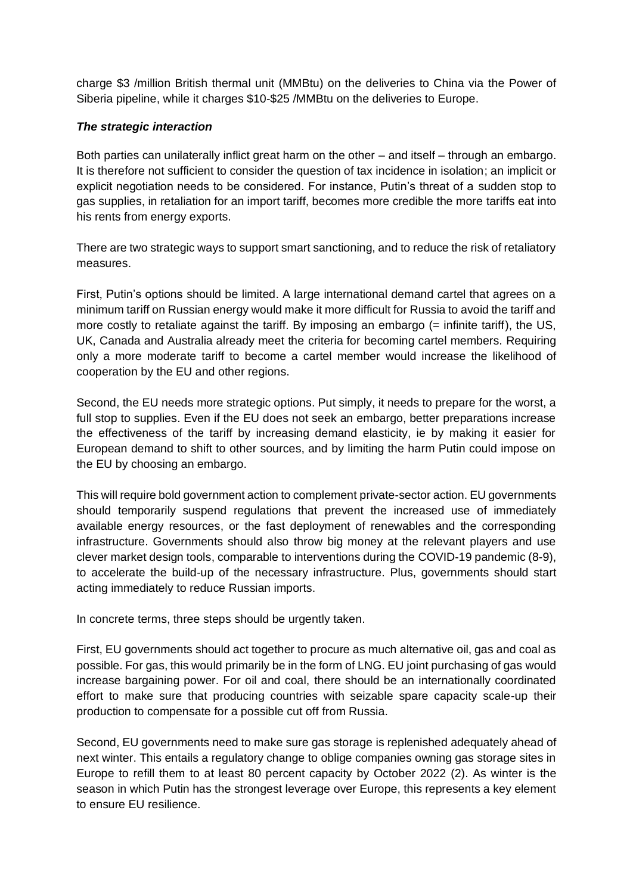charge \$3 /million British thermal unit (MMBtu) on the deliveries to China via the Power of Siberia pipeline, while it charges \$10-\$25 /MMBtu on the deliveries to Europe.

### *The strategic interaction*

Both parties can unilaterally inflict great harm on the other – and itself – through an embargo. It is therefore not sufficient to consider the question of tax incidence in isolation; an implicit or explicit negotiation needs to be considered. For instance, Putin's threat of a sudden stop to gas supplies, in retaliation for an import tariff, becomes more credible the more tariffs eat into his rents from energy exports.

There are two strategic ways to support smart sanctioning, and to reduce the risk of retaliatory measures.

First, Putin's options should be limited. A large international demand cartel that agrees on a minimum tariff on Russian energy would make it more difficult for Russia to avoid the tariff and more costly to retaliate against the tariff. By imposing an embargo (= infinite tariff), the US, UK, Canada and Australia already meet the criteria for becoming cartel members. Requiring only a more moderate tariff to become a cartel member would increase the likelihood of cooperation by the EU and other regions.

Second, the EU needs more strategic options. Put simply, it needs to prepare for the worst, a full stop to supplies. Even if the EU does not seek an embargo, better preparations increase the effectiveness of the tariff by increasing demand elasticity, ie by making it easier for European demand to shift to other sources, and by limiting the harm Putin could impose on the EU by choosing an embargo.

This will require bold government action to complement private-sector action. EU governments should temporarily suspend regulations that prevent the increased use of immediately available energy resources, or the fast deployment of renewables and the corresponding infrastructure. Governments should also throw big money at the relevant players and use clever market design tools, comparable to interventions during the COVID-19 pandemic (8-9), to accelerate the build-up of the necessary infrastructure. Plus, governments should start acting immediately to reduce Russian imports.

In concrete terms, three steps should be urgently taken.

First, EU governments should act together to procure as much alternative oil, gas and coal as possible. For gas, this would primarily be in the form of LNG. EU joint purchasing of gas would increase bargaining power. For oil and coal, there should be an internationally coordinated effort to make sure that producing countries with seizable spare capacity scale-up their production to compensate for a possible cut off from Russia.

Second, EU governments need to make sure gas storage is replenished adequately ahead of next winter. This entails a regulatory change to oblige companies owning gas storage sites in Europe to refill them to at least 80 percent capacity by October 2022 (2). As winter is the season in which Putin has the strongest leverage over Europe, this represents a key element to ensure EU resilience.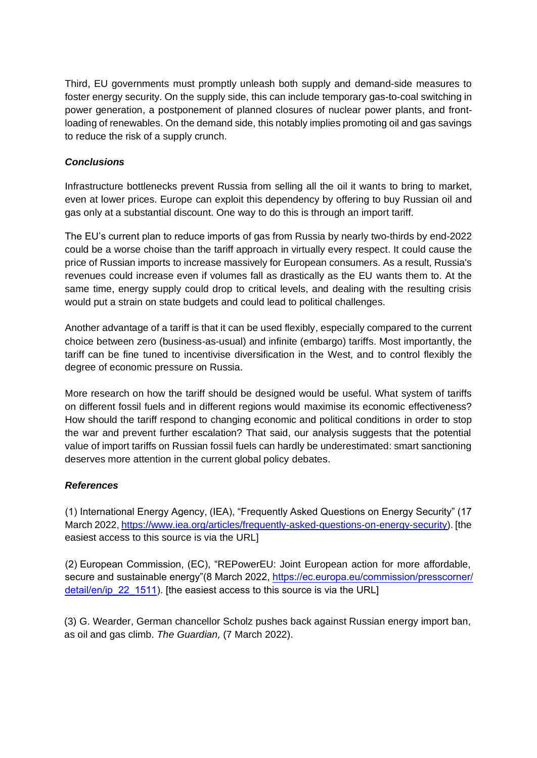Third, EU governments must promptly unleash both supply and demand-side measures to foster energy security. On the supply side, this can include temporary gas-to-coal switching in power generation, a postponement of planned closures of nuclear power plants, and front-loading of renewables. On the demand side, this notably implies promoting oil and gas savings to reduce the risk of a supply crunch.

***Conclusions***

Infrastructure bottlenecks prevent Russia from selling all the oil it wants to bring to market, even at lower prices. Europe can exploit this dependency by offering to buy Russian oil and gas only at a substantial discount. One way to do this is through an import tariff.

The EU's current plan to reduce imports of gas from Russia by nearly two-thirds by end-2022 could be a worse choise than the tariff approach in virtually every respect. It could cause the price of Russian imports to increase massively for European consumers. As a result, Russia's revenues could increase even if volumes fall as drastically as the EU wants them to. At the same time, energy supply could drop to critical levels, and dealing with the resulting crisis would put a strain on state budgets and could lead to political challenges.

Another advantage of a tariff is that it can be used flexibly, especially compared to the current choice between zero (business-as-usual) and infinite (embargo) tariffs. Most importantly, the tariff can be fine tuned to incentivise diversification in the West, and to control flexibly the degree of economic pressure on Russia.

More research on how the tariff should be designed would be useful. What system of tariffs on different fossil fuels and in different regions would maximise its economic effectiveness? How should the tariff respond to changing economic and political conditions in order to stop the war and prevent further escalation? That said, our analysis suggests that the potential value of import tariffs on Russian fossil fuels can hardly be underestimated: smart sanctioning deserves more attention in the current global policy debates.

***References***

(1) International Energy Agency, (IEA), "Frequently Asked Questions on Energy Security" (17 March 2022, https://www.iea.org/articles/frequently-asked-questions-on-energy-security). [the easiest access to this source is via the URL]

(2) European Commission, (EC), "REPowerEU: Joint European action for more affordable, secure and sustainable energy"(8 March 2022, https://ec.europa.eu/commission/presscorner/detail/en/ip_22_1511). [the easiest access to this source is via the URL]

(3) G. Wearder, German chancellor Scholz pushes back against Russian energy import ban, as oil and gas climb. *The Guardian,* (7 March 2022).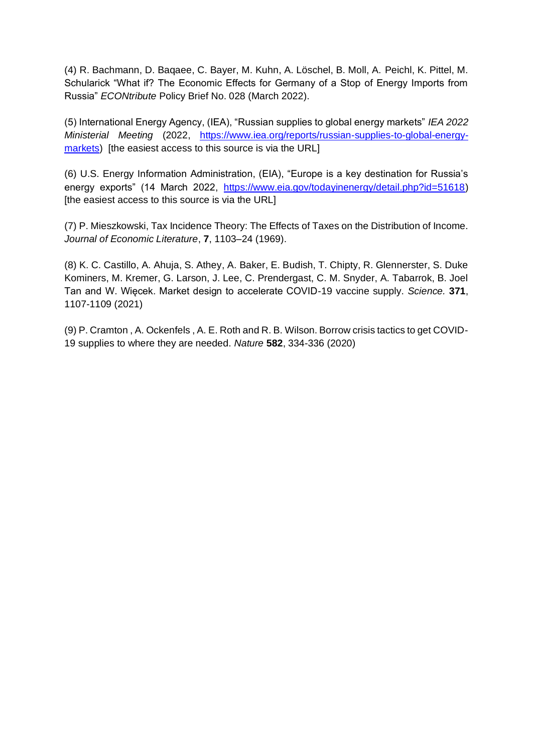(4) R. Bachmann, D. Baqaee, C. Bayer, M. Kuhn, A. Löschel, B. Moll, A. Peichl, K. Pittel, M. Schularick "What if? The Economic Effects for Germany of a Stop of Energy Imports from Russia" *ECONtribute* Policy Brief No. 028 (March 2022).

(5) International Energy Agency, (IEA), "Russian supplies to global energy markets" *IEA 2022 Ministerial Meeting* (2022, https://www.iea.org/reports/russian-supplies-to-global-energy-markets) [the easiest access to this source is via the URL]

(6) U.S. Energy Information Administration, (EIA), "Europe is a key destination for Russia's energy exports" (14 March 2022, https://www.eia.gov/todayinenergy/detail.php?id=51618) [the easiest access to this source is via the URL]

(7) P. Mieszkowski, Tax Incidence Theory: The Effects of Taxes on the Distribution of Income. *Journal of Economic Literature*, **7**, 1103–24 (1969).

(8) K. C. Castillo, A. Ahuja, S. Athey, A. Baker, E. Budish, T. Chipty, R. Glennerster, S. Duke Kominers, M. Kremer, G. Larson, J. Lee, C. Prendergast, C. M. Snyder, A. Tabarrok, B. Joel Tan and W. Więcek. Market design to accelerate COVID-19 vaccine supply. *Science.* **371**, 1107-1109 (2021)

(9) P. Cramton , A. Ockenfels , A. E. Roth and R. B. Wilson. Borrow crisis tactics to get COVID-19 supplies to where they are needed. *Nature* **582**, 334-336 (2020)